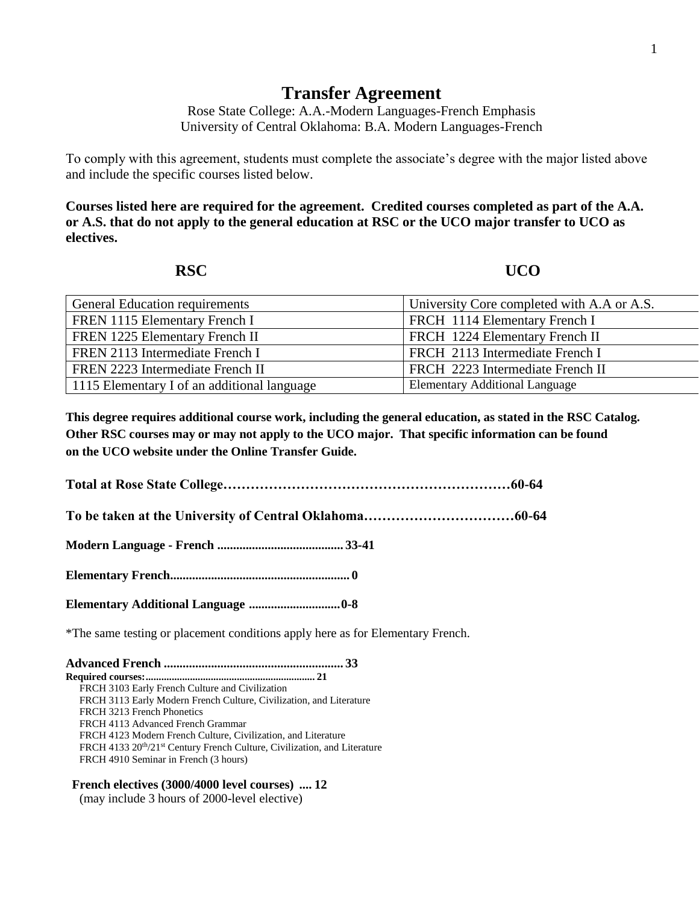# Transfer Agreement

Rose State College: A.A.-Modern Languages-French Emphasis
University of Central Oklahoma: B.A. Modern Languages-French

To comply with this agreement, students must complete the associate's degree with the major listed above and include the specific courses listed below.

**Courses listed here are required for the agreement. Credited courses completed as part of the A.A. or A.S. that do not apply to the general education at RSC or the UCO major transfer to UCO as electives.**

| RSC | UCO |
|---|---|
| General Education requirements | University Core completed with A.A or A.S. |
| FREN 1115 Elementary French I | FRCH 1114 Elementary French I |
| FREN 1225 Elementary French II | FRCH 1224 Elementary French II |
| FREN 2113 Intermediate French I | FRCH 2113 Intermediate French I |
| FREN 2223 Intermediate French II | FRCH 2223 Intermediate French II |
| 1115 Elementary I of an additional language | Elementary Additional Language |

**This degree requires additional course work, including the general education, as stated in the RSC Catalog. Other RSC courses may or may not apply to the UCO major. That specific information can be found on the UCO website under the Online Transfer Guide.**

**Total at Rose State College……………………………………………………60-64**

**To be taken at the University of Central Oklahoma……………………………60-64**

**Modern Language - French ........................................ 33-41**

**Elementary French......................................................... 0**

**Elementary Additional Language ............................. 0-8**

*The same testing or placement conditions apply here as for Elementary French.

**Advanced French ......................................................... 33**

**Required courses:............................................................... 21**

- FRCH 3103 Early French Culture and Civilization
- FRCH 3113 Early Modern French Culture, Civilization, and Literature
- FRCH 3213 French Phonetics
- FRCH 4113 Advanced French Grammar
- FRCH 4123 Modern French Culture, Civilization, and Literature
- FRCH 4133 20th/21st Century French Culture, Civilization, and Literature
- FRCH 4910 Seminar in French (3 hours)

**French electives (3000/4000 level courses) .... 12**
(may include 3 hours of 2000-level elective)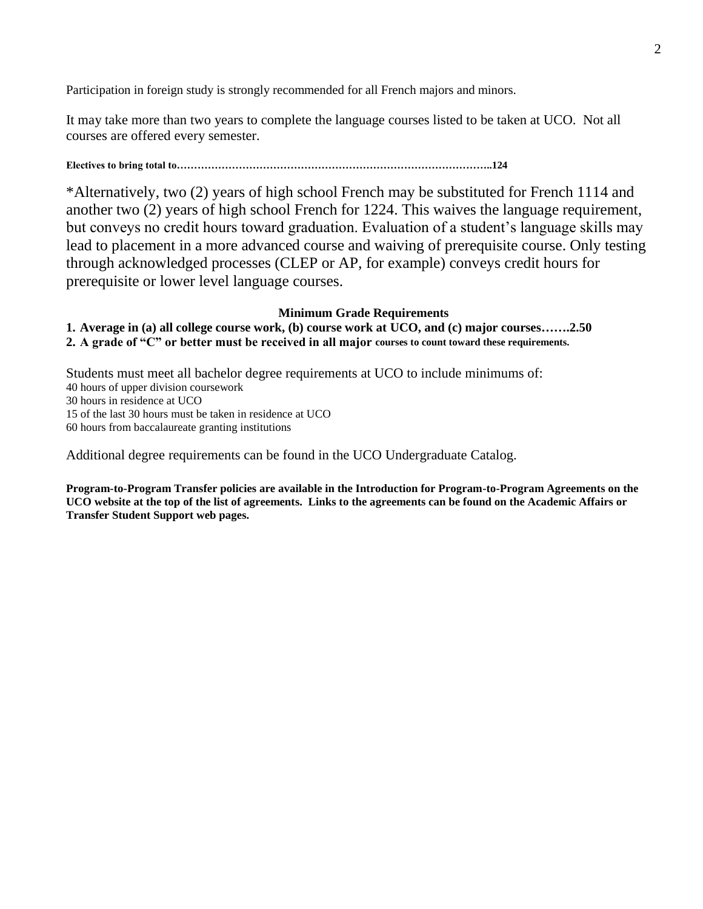Participation in foreign study is strongly recommended for all French majors and minors.

It may take more than two years to complete the language courses listed to be taken at UCO. Not all courses are offered every semester.

**Electives to bring total to……………………………………………………………………………..124**

*Alternatively, two (2) years of high school French may be substituted for French 1114 and another two (2) years of high school French for 1224. This waives the language requirement, but conveys no credit hours toward graduation. Evaluation of a student's language skills may lead to placement in a more advanced course and waiving of prerequisite course. Only testing through acknowledged processes (CLEP or AP, for example) conveys credit hours for prerequisite or lower level language courses.

### Minimum Grade Requirements

1. **Average in (a) all college course work, (b) course work at UCO, and (c) major courses…….2.50**
2. **A grade of "C" or better must be received in all major courses to count toward these requirements.**

Students must meet all bachelor degree requirements at UCO to include minimums of:
40 hours of upper division coursework
30 hours in residence at UCO
15 of the last 30 hours must be taken in residence at UCO
60 hours from baccalaureate granting institutions

Additional degree requirements can be found in the UCO Undergraduate Catalog.

**Program-to-Program Transfer policies are available in the Introduction for Program-to-Program Agreements on the UCO website at the top of the list of agreements. Links to the agreements can be found on the Academic Affairs or Transfer Student Support web pages.**